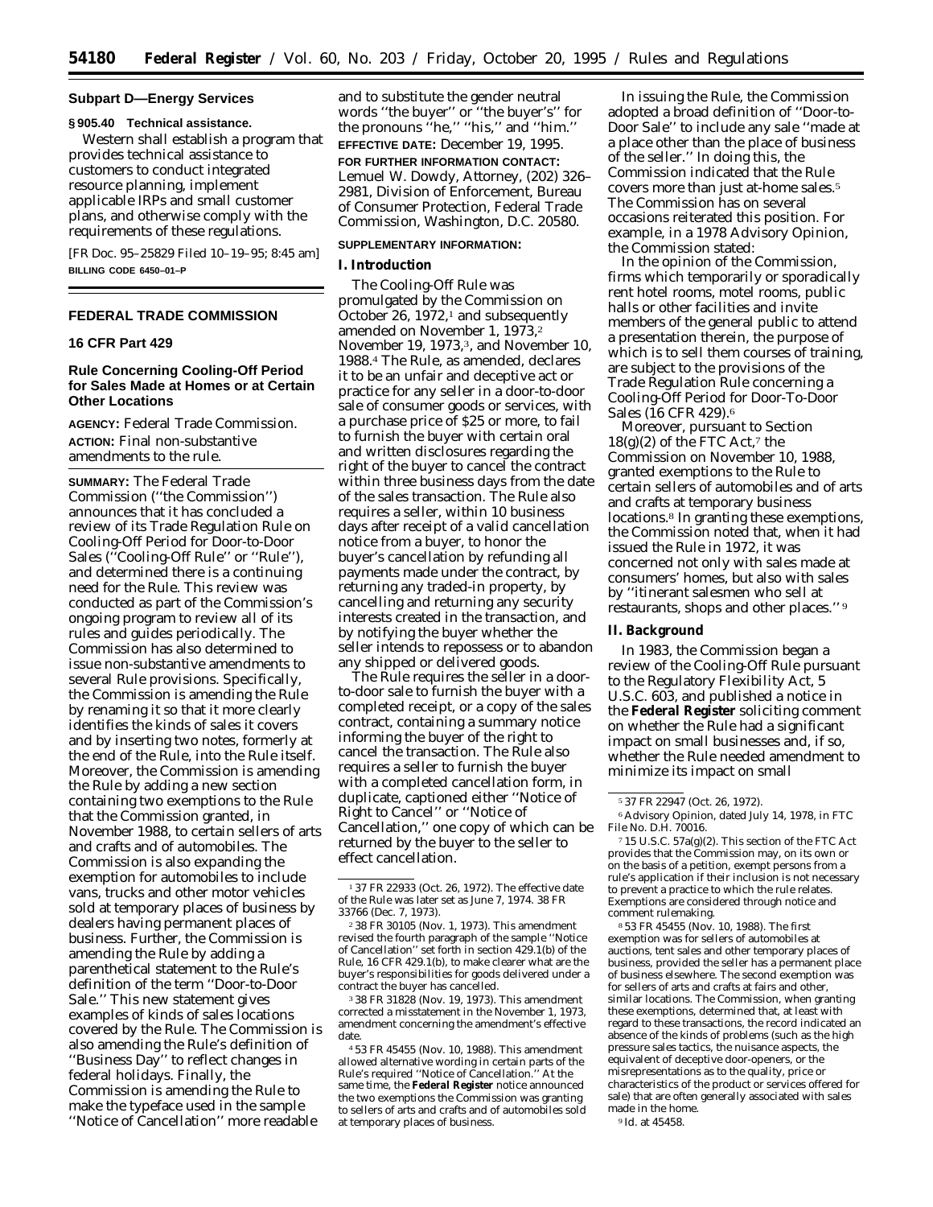### Subpart D—Energy Services

**§ 905.40 Technical assistance.**

Western shall establish a program that provides technical assistance to customers to conduct integrated resource planning, implement applicable IRPs and small customer plans, and otherwise comply with the requirements of these regulations.

[FR Doc. 95–25829 Filed 10–19–95; 8:45 am]

**BILLING CODE 6450–01–P**

## FEDERAL TRADE COMMISSION

### 16 CFR Part 429

### Rule Concerning Cooling-Off Period for Sales Made at Homes or at Certain Other Locations

**AGENCY:** Federal Trade Commission.

**ACTION:** Final non-substantive amendments to the rule.

**SUMMARY:** The Federal Trade Commission (''the Commission'') announces that it has concluded a review of its Trade Regulation Rule on Cooling-Off Period for Door-to-Door Sales (''Cooling-Off Rule'' or ''Rule''), and determined there is a continuing need for the Rule. This review was conducted as part of the Commission's ongoing program to review all of its rules and guides periodically. The Commission has also determined to issue non-substantive amendments to several Rule provisions. Specifically, the Commission is amending the Rule by renaming it so that it more clearly identifies the kinds of sales it covers and by inserting two notes, formerly at the end of the Rule, into the Rule itself. Moreover, the Commission is amending the Rule by adding a new section containing two exemptions to the Rule that the Commission granted, in November 1988, to certain sellers of arts and crafts and of automobiles. The Commission is also expanding the exemption for automobiles to include vans, trucks and other motor vehicles sold at temporary places of business by dealers having permanent places of business. Further, the Commission is amending the Rule by adding a parenthetical statement to the Rule's definition of the term ''Door-to-Door Sale.'' This new statement gives examples of kinds of sales locations covered by the Rule. The Commission is also amending the Rule's definition of ''Business Day'' to reflect changes in federal holidays. Finally, the Commission is amending the Rule to make the typeface used in the sample ''Notice of Cancellation'' more readable and to substitute the gender neutral words ''the buyer'' or ''the buyer's'' for the pronouns ''he,'' ''his,'' and ''him.''

**EFFECTIVE DATE:** December 19, 1995.

**FOR FURTHER INFORMATION CONTACT:** Lemuel W. Dowdy, Attorney, (202) 326–2981, Division of Enforcement, Bureau of Consumer Protection, Federal Trade Commission, Washington, D.C. 20580.

**SUPPLEMENTARY INFORMATION:**

#### I. Introduction

The Cooling-Off Rule was promulgated by the Commission on October 26, 1972,[1] and subsequently amended on November 1, 1973,[2] November 19, 1973,[3], and November 10, 1988.[4] The Rule, as amended, declares it to be an unfair and deceptive act or practice for any seller in a door-to-door sale of consumer goods or services, with a purchase price of $25 or more, to fail to furnish the buyer with certain oral and written disclosures regarding the right of the buyer to cancel the contract within three business days from the date of the sales transaction. The Rule also requires a seller, within 10 business days after receipt of a valid cancellation notice from a buyer, to honor the buyer's cancellation by refunding all payments made under the contract, by returning any traded-in property, by cancelling and returning any security interests created in the transaction, and by notifying the buyer whether the seller intends to repossess or to abandon any shipped or delivered goods.

The Rule requires the seller in a door-to-door sale to furnish the buyer with a completed receipt, or a copy of the sales contract, containing a summary notice informing the buyer of the right to cancel the transaction. The Rule also requires a seller to furnish the buyer with a completed cancellation form, in duplicate, captioned either ''Notice of Right to Cancel'' or ''Notice of Cancellation,'' one copy of which can be returned by the buyer to the seller to effect cancellation.

In issuing the Rule, the Commission adopted a broad definition of ''Door-to-Door Sale'' to include any sale ''made at a place other than the place of business of the seller.'' In doing this, the Commission indicated that the Rule covers more than just at-home sales.[5] The Commission has on several occasions reiterated this position. For example, in a 1978 Advisory Opinion, the Commission stated:

In the opinion of the Commission, firms which temporarily or sporadically rent hotel rooms, motel rooms, public halls or other facilities and invite members of the general public to attend a presentation therein, the purpose of which is to sell them courses of training, are subject to the provisions of the Trade Regulation Rule concerning a Cooling-Off Period for Door-To-Door Sales (16 CFR 429).[6]

Moreover, pursuant to Section 18(g)(2) of the FTC Act,[7] the Commission on November 10, 1988, granted exemptions to the Rule to certain sellers of automobiles and of arts and crafts at temporary business locations.[8] In granting these exemptions, the Commission noted that, when it had issued the Rule in 1972, it was concerned not only with sales made at consumers' homes, but also with sales by ''itinerant salesmen who sell at restaurants, shops and other places.''[9]

#### II. Background

In 1983, the Commission began a review of the Cooling-Off Rule pursuant to the Regulatory Flexibility Act, 5 U.S.C. 603, and published a notice in the **Federal Register** soliciting comment on whether the Rule had a significant impact on small businesses and, if so, whether the Rule needed amendment to minimize its impact on small

---

[1] 37 FR 22933 (Oct. 26, 1972). The effective date of the Rule was later set as June 7, 1974. 38 FR 33766 (Dec. 7, 1973).

[2] 38 FR 30105 (Nov. 1, 1973). This amendment revised the fourth paragraph of the sample ''Notice of Cancellation'' set forth in section 429.1(b) of the Rule, 16 CFR 429.1(b), to make clearer what are the buyer's responsibilities for goods delivered under a contract the buyer has cancelled.

[3] 38 FR 31828 (Nov. 19, 1973). This amendment corrected a misstatement in the November 1, 1973, amendment concerning the amendment's effective date.

[4] 53 FR 45455 (Nov. 10, 1988). This amendment allowed alternative wording in certain parts of the Rule's required ''Notice of Cancellation.'' At the same time, the **Federal Register** notice announced the two exemptions the Commission was granting to sellers of arts and crafts and of automobiles sold at temporary places of business.

[5] 37 FR 22947 (Oct. 26, 1972).

[6] Advisory Opinion, dated July 14, 1978, in FTC File No. D.H. 70016.

[7] 15 U.S.C. 57a(g)(2). This section of the FTC Act provides that the Commission may, on its own or on the basis of a petition, exempt persons from a rule's application if their inclusion is not necessary to prevent a practice to which the rule relates. Exemptions are considered through notice and comment rulemaking.

[8] 53 FR 45455 (Nov. 10, 1988). The first exemption was for sellers of automobiles at auctions, tent sales and other temporary places of business, provided the seller has a permanent place of business elsewhere. The second exemption was for sellers of arts and crafts at fairs and other, similar locations. The Commission, when granting these exemptions, determined that, at least with regard to these transactions, the record indicated an absence of the kinds of problems (such as the high pressure sales tactics, the nuisance aspects, the equivalent of deceptive door-openers, or the misrepresentations as to the quality, price or characteristics of the product or services offered for sale) that are often generally associated with sales made in the home.

[9] Id. at 45458.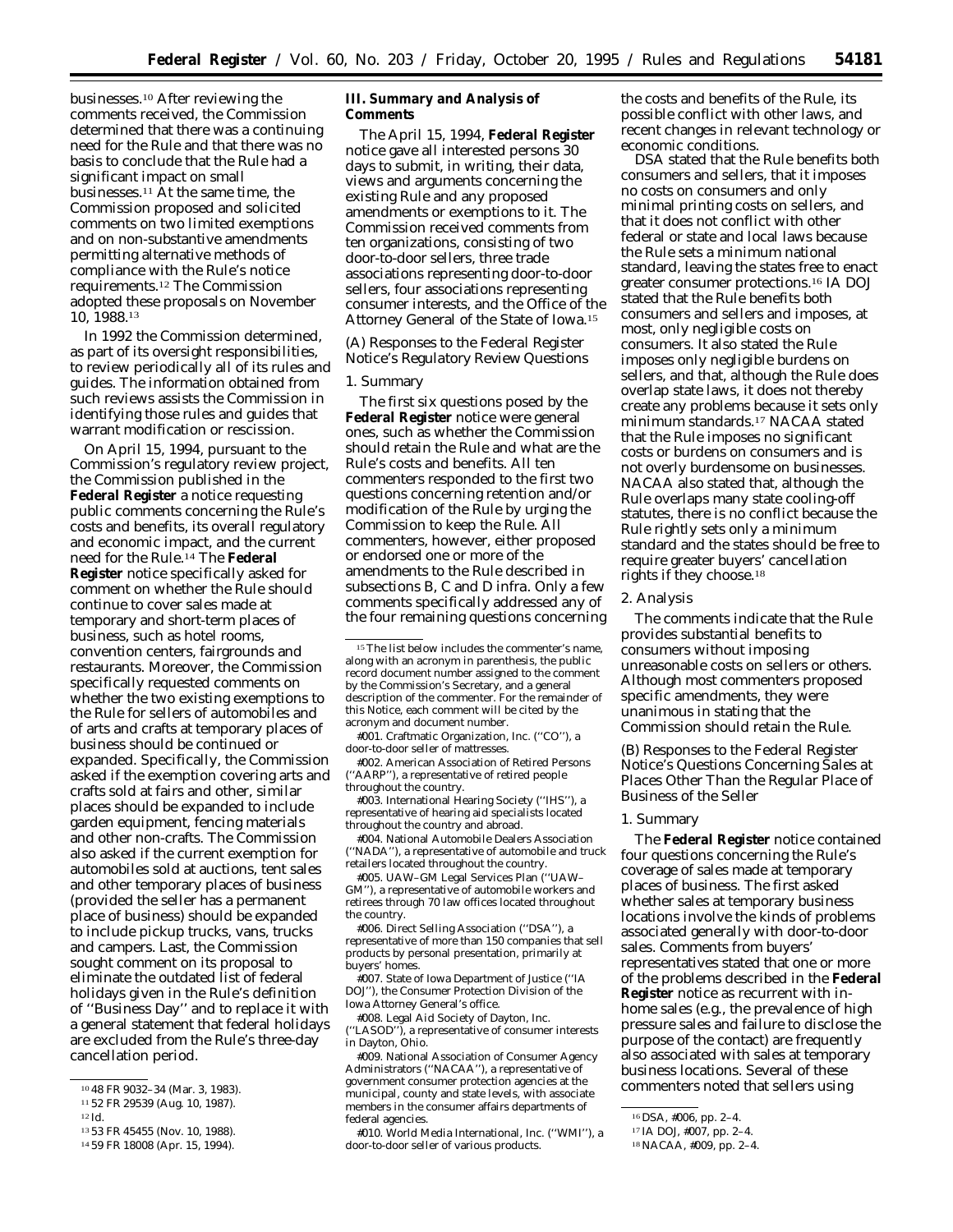businesses.[10] After reviewing the comments received, the Commission determined that there was a continuing need for the Rule and that there was no basis to conclude that the Rule had a significant impact on small businesses.[11] At the same time, the Commission proposed and solicited comments on two limited exemptions and on non-substantive amendments permitting alternative methods of compliance with the Rule's notice requirements.[12] The Commission adopted these proposals on November 10, 1988.[13]

In 1992 the Commission determined, as part of its oversight responsibilities, to review periodically all of its rules and guides. The information obtained from such reviews assists the Commission in identifying those rules and guides that warrant modification or rescission.

On April 15, 1994, pursuant to the Commission's regulatory review project, the Commission published in the **Federal Register** a notice requesting public comments concerning the Rule's costs and benefits, its overall regulatory and economic impact, and the current need for the Rule.[14] The **Federal Register** notice specifically asked for comment on whether the Rule should continue to cover sales made at temporary and short-term places of business, such as hotel rooms, convention centers, fairgrounds and restaurants. Moreover, the Commission specifically requested comments on whether the two existing exemptions to the Rule for sellers of automobiles and of arts and crafts at temporary places of business should be continued or expanded. Specifically, the Commission asked if the exemption covering arts and crafts sold at fairs and other, similar places should be expanded to include garden equipment, fencing materials and other non-crafts. The Commission also asked if the current exemption for automobiles sold at auctions, tent sales and other temporary places of business (provided the seller has a permanent place of business) should be expanded to include pickup trucks, vans, trucks and campers. Last, the Commission sought comment on its proposal to eliminate the outdated list of federal holidays given in the Rule's definition of "Business Day" and to replace it with a general statement that federal holidays are excluded from the Rule's three-day cancellation period.

## III. Summary and Analysis of Comments

The April 15, 1994, **Federal Register** notice gave all interested persons 30 days to submit, in writing, their data, views and arguments concerning the existing Rule and any proposed amendments or exemptions to it. The Commission received comments from ten organizations, consisting of two door-to-door sellers, three trade associations representing door-to-door sellers, four associations representing consumer interests, and the Office of the Attorney General of the State of Iowa.[15]

### (A) Responses to the Federal Register Notice's Regulatory Review Questions

#### 1. Summary

The first six questions posed by the **Federal Register** notice were general ones, such as whether the Commission should retain the Rule and what are the Rule's costs and benefits. All ten commenters responded to the first two questions concerning retention and/or modification of the Rule by urging the Commission to keep the Rule. All commenters, however, either proposed or endorsed one or more of the amendments to the Rule described in subsections B, C and D infra. Only a few comments specifically addressed any of the four remaining questions concerning the costs and benefits of the Rule, its possible conflict with other laws, and recent changes in relevant technology or economic conditions.

DSA stated that the Rule benefits both consumers and sellers, that it imposes no costs on consumers and only minimal printing costs on sellers, and that it does not conflict with other federal or state and local laws because the Rule sets a minimum national standard, leaving the states free to enact greater consumer protections.[16] IA DOJ stated that the Rule benefits both consumers and sellers and imposes, at most, only negligible costs on consumers. It also stated the Rule imposes only negligible burdens on sellers, and that, although the Rule does overlap state laws, it does not thereby create any problems because it sets only minimum standards.[17] NACAA stated that the Rule imposes no significant costs or burdens on consumers and is not overly burdensome on businesses. NACAA also stated that, although the Rule overlaps many state cooling-off statutes, there is no conflict because the Rule rightly sets only a minimum standard and the states should be free to require greater buyers' cancellation rights if they choose.[18]

#### 2. Analysis

The comments indicate that the Rule provides substantial benefits to consumers without imposing unreasonable costs on sellers or others. Although most commenters proposed specific amendments, they were unanimous in stating that the Commission should retain the Rule.

### (B) Responses to the Federal Register Notice's Questions Concerning Sales at Places Other Than the Regular Place of Business of the Seller

#### 1. Summary

The **Federal Register** notice contained four questions concerning the Rule's coverage of sales made at temporary places of business. The first asked whether sales at temporary business locations involve the kinds of problems associated generally with door-to-door sales. Comments from buyers' representatives stated that one or more of the problems described in the **Federal Register** notice as recurrent with in-home sales (e.g., the prevalence of high pressure sales and failure to disclose the purpose of the contact) are frequently also associated with sales at temporary business locations. Several of these commenters noted that sellers using

---

[10] 48 FR 9032–34 (Mar. 3, 1983).

[11] 52 FR 29539 (Aug. 10, 1987).

[12] Id.

[13] 53 FR 45455 (Nov. 10, 1988).

[14] 59 FR 18008 (Apr. 15, 1994).

[15] The list below includes the commenter's name, along with an acronym in parenthesis, the public record document number assigned to the comment by the Commission's Secretary, and a general description of the commenter. For the remainder of this Notice, each comment will be cited by the acronym and document number.

#001. Craftmatic Organization, Inc. ("CO"), a door-to-door seller of mattresses.

#002. American Association of Retired Persons ("AARP"), a representative of retired people throughout the country.

#003. International Hearing Society ("IHS"), a representative of hearing aid specialists located throughout the country and abroad.

#004. National Automobile Dealers Association ("NADA"), a representative of automobile and truck retailers located throughout the country.

#005. UAW–GM Legal Services Plan ("UAW–GM"), a representative of automobile workers and retirees through 70 law offices located throughout the country.

#006. Direct Selling Association ("DSA"), a representative of more than 150 companies that sell products by personal presentation, primarily at buyers' homes.

#007. State of Iowa Department of Justice ("IA DOJ"), the Consumer Protection Division of the Iowa Attorney General's office.

#008. Legal Aid Society of Dayton, Inc. ("LASOD"), a representative of consumer interests in Dayton, Ohio.

#009. National Association of Consumer Agency Administrators ("NACAA"), a representative of government consumer protection agencies at the municipal, county and state levels, with associate members in the consumer affairs departments of federal agencies.

#010. World Media International, Inc. ("WMI"), a door-to-door seller of various products.

[16] DSA, #006, pp. 2–4.

[17] IA DOJ, #007, pp. 2–4.

[18] NACAA, #009, pp. 2–4.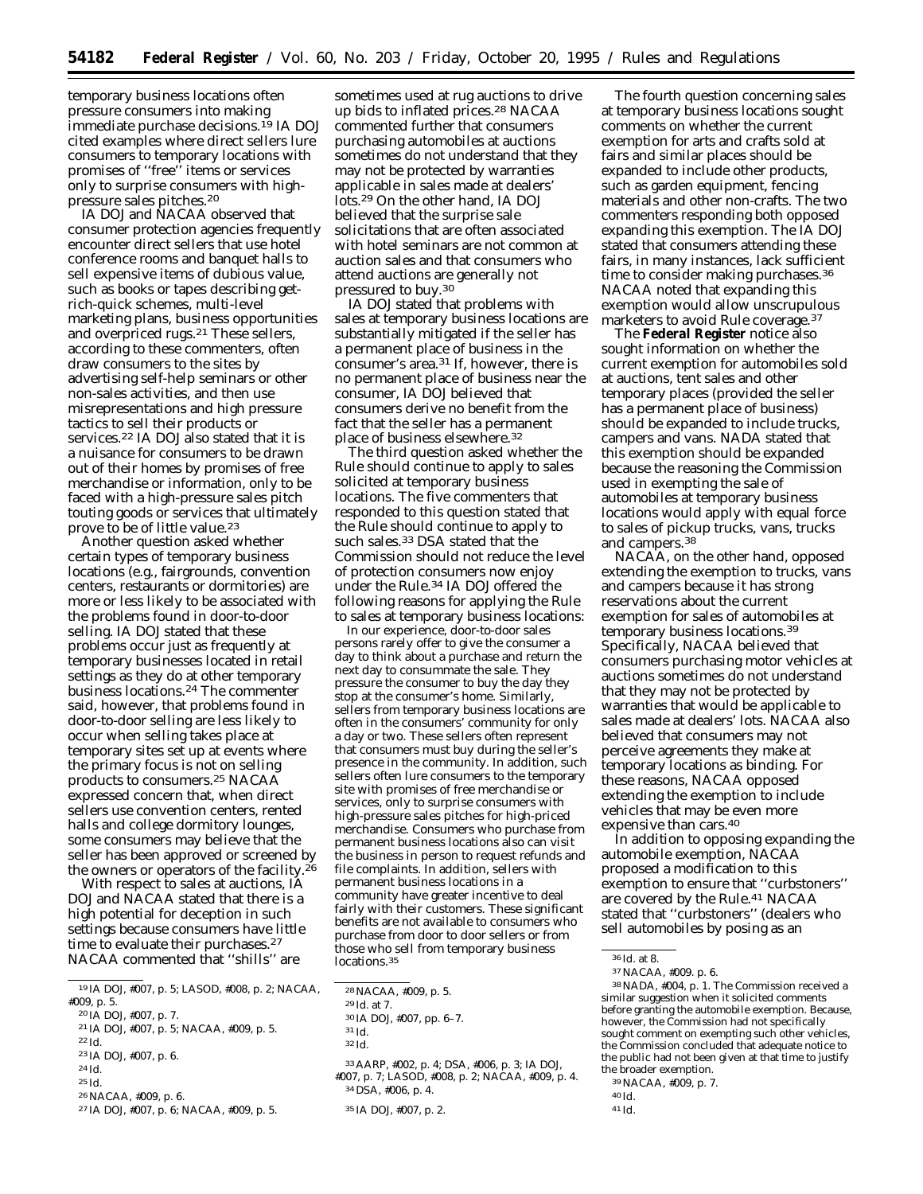temporary business locations often pressure consumers into making immediate purchase decisions.[19] IA DOJ cited examples where direct sellers lure consumers to temporary locations with promises of ''free'' items or services only to surprise consumers with high-pressure sales pitches.[20]

IA DOJ and NACAA observed that consumer protection agencies frequently encounter direct sellers that use hotel conference rooms and banquet halls to sell expensive items of dubious value, such as books or tapes describing get-rich-quick schemes, multi-level marketing plans, business opportunities and overpriced rugs.[21] These sellers, according to these commenters, often draw consumers to the sites by advertising self-help seminars or other non-sales activities, and then use misrepresentations and high pressure tactics to sell their products or services.[22] IA DOJ also stated that it is a nuisance for consumers to be drawn out of their homes by promises of free merchandise or information, only to be faced with a high-pressure sales pitch touting goods or services that ultimately prove to be of little value.[23]

Another question asked whether certain types of temporary business locations (e.g., fairgrounds, convention centers, restaurants or dormitories) are more or less likely to be associated with the problems found in door-to-door selling. IA DOJ stated that these problems occur just as frequently at temporary businesses located in retail settings as they do at other temporary business locations.[24] The commenter said, however, that problems found in door-to-door selling are less likely to occur when selling takes place at temporary sites set up at events where the primary focus is not on selling products to consumers.[25] NACAA expressed concern that, when direct sellers use convention centers, rented halls and college dormitory lounges, some consumers may believe that the seller has been approved or screened by the owners or operators of the facility.[26]

With respect to sales at auctions, IA DOJ and NACAA stated that there is a high potential for deception in such settings because consumers have little time to evaluate their purchases.[27] NACAA commented that ''shills'' are sometimes used at rug auctions to drive up bids to inflated prices.[28] NACAA commented further that consumers purchasing automobiles at auctions sometimes do not understand that they may not be protected by warranties applicable in sales made at dealers' lots.[29] On the other hand, IA DOJ believed that the surprise sale solicitations that are often associated with hotel seminars are not common at auction sales and that consumers who attend auctions are generally not pressured to buy.[30]

IA DOJ stated that problems with sales at temporary business locations are substantially mitigated if the seller has a permanent place of business in the consumer's area.[31] If, however, there is no permanent place of business near the consumer, IA DOJ believed that consumers derive no benefit from the fact that the seller has a permanent place of business elsewhere.[32]

The third question asked whether the Rule should continue to apply to sales solicited at temporary business locations. The five commenters that responded to this question stated that the Rule should continue to apply to such sales.[33] DSA stated that the Commission should not reduce the level of protection consumers now enjoy under the Rule.[34] IA DOJ offered the following reasons for applying the Rule to sales at temporary business locations:

> In our experience, door-to-door sales persons rarely offer to give the consumer a day to think about a purchase and return the next day to consummate the sale. They pressure the consumer to buy the day they stop at the consumer's home. Similarly, sellers from temporary business locations are often in the consumers' community for only a day or two. These sellers often represent that consumers must buy during the seller's presence in the community. In addition, such sellers often lure consumers to the temporary site with promises of free merchandise or services, only to surprise consumers with high-pressure sales pitches for high-priced merchandise. Consumers who purchase from permanent business locations also can visit the business in person to request refunds and file complaints. In addition, sellers with permanent business locations in a community have greater incentive to deal fairly with their customers. These significant benefits are not available to consumers who purchase from door to door sellers or from those who sell from temporary business locations.[35]

The fourth question concerning sales at temporary business locations sought comments on whether the current exemption for arts and crafts sold at fairs and similar places should be expanded to include other products, such as garden equipment, fencing materials and other non-crafts. The two commenters responding both opposed expanding this exemption. The IA DOJ stated that consumers attending these fairs, in many instances, lack sufficient time to consider making purchases.[36] NACAA noted that expanding this exemption would allow unscrupulous marketers to avoid Rule coverage.[37]

The **Federal Register** notice also sought information on whether the current exemption for automobiles sold at auctions, tent sales and other temporary places (provided the seller has a permanent place of business) should be expanded to include trucks, campers and vans. NADA stated that this exemption should be expanded because the reasoning the Commission used in exempting the sale of automobiles at temporary business locations would apply with equal force to sales of pickup trucks, vans, trucks and campers.[38]

NACAA, on the other hand, opposed extending the exemption to trucks, vans and campers because it has strong reservations about the current exemption for sales of automobiles at temporary business locations.[39] Specifically, NACAA believed that consumers purchasing motor vehicles at auctions sometimes do not understand that they may not be protected by warranties that would be applicable to sales made at dealers' lots. NACAA also believed that consumers may not perceive agreements they make at temporary locations as binding. For these reasons, NACAA opposed extending the exemption to include vehicles that may be even more expensive than cars.[40]

In addition to opposing expanding the automobile exemption, NACAA proposed a modification to this exemption to ensure that ''curbstoners'' are covered by the Rule.[41] NACAA stated that ''curbstoners'' (dealers who sell automobiles by posing as an

---

[19] IA DOJ, #007, p. 5; LASOD, #008, p. 2; NACAA, #009, p. 5.

[20] IA DOJ, #007, p. 7.

[21] IA DOJ, #007, p. 5; NACAA, #009, p. 5.

[22] Id.

[23] IA DOJ, #007, p. 6.

[24] Id.

[25] Id.

[26] NACAA, #009, p. 6.

[27] IA DOJ, #007, p. 6; NACAA, #009, p. 5.

[28] NACAA, #009, p. 5.

[29] Id. at 7.

[30] IA DOJ, #007, pp. 6–7.

[31] Id.

[32] Id.

[33] AARP, #002, p. 4; DSA, #006, p. 3; IA DOJ, #007, p. 7; LASOD, #008, p. 2; NACAA, #009, p. 4.

[34] DSA, #006, p. 4.

[35] IA DOJ, #007, p. 2.

[36] Id. at 8.

[37] NACAA, #009. p. 6.

[38] NADA, #004, p. 1. The Commission received a similar suggestion when it solicited comments before granting the automobile exemption. Because, however, the Commission had not specifically sought comment on exempting such other vehicles, the Commission concluded that adequate notice to the public had not been given at that time to justify the broader exemption.

[39] NACAA, #009, p. 7.

[40] Id.

[41] Id.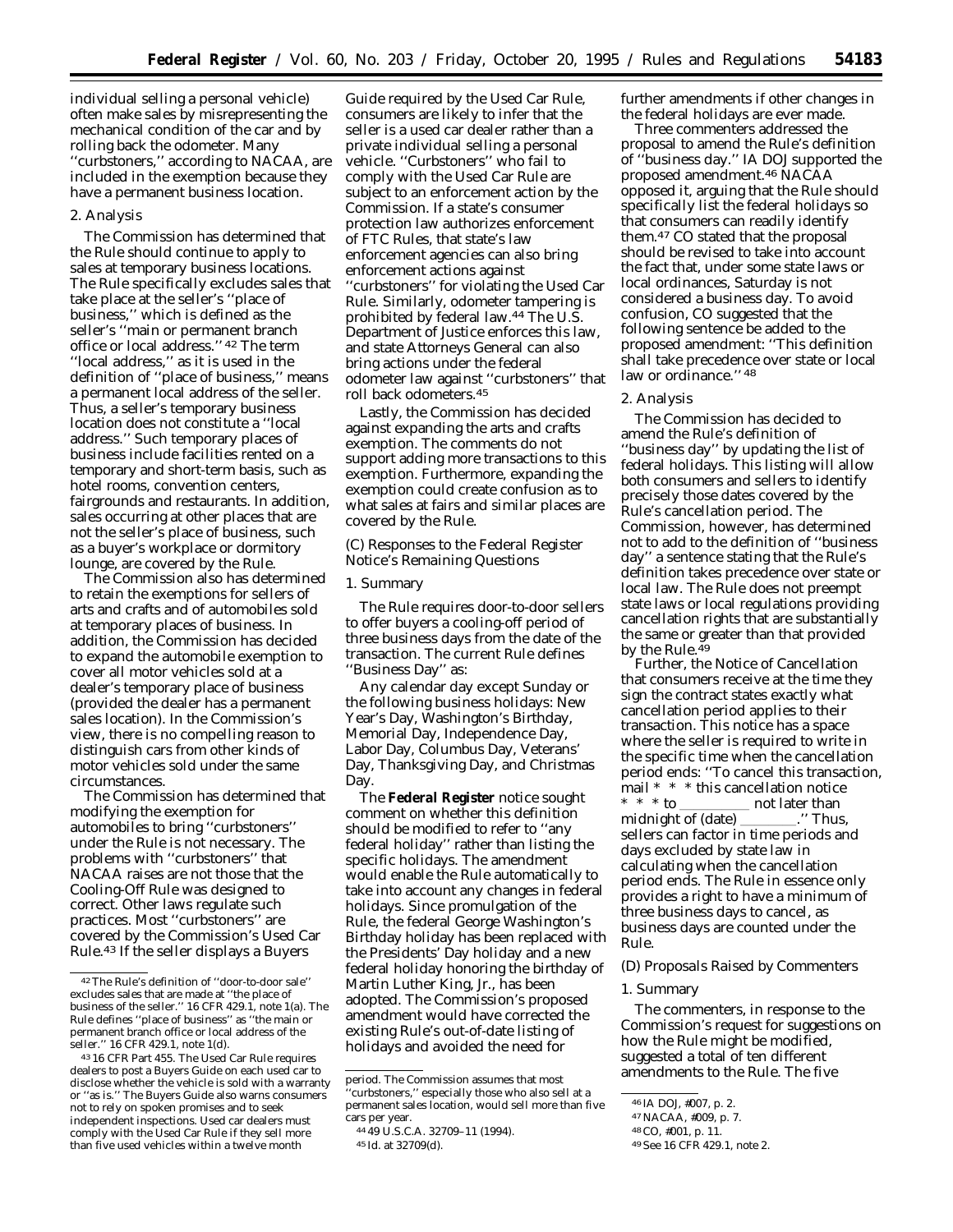individual selling a personal vehicle) often make sales by misrepresenting the mechanical condition of the car and by rolling back the odometer. Many ''curbstoners,'' according to NACAA, are included in the exemption because they have a permanent business location.

2. Analysis

The Commission has determined that the Rule should continue to apply to sales at temporary business locations. The Rule specifically excludes sales that take place at the seller's ''place of business,'' which is defined as the seller's ''main or permanent branch office or local address.''[42] The term ''local address,'' as it is used in the definition of ''place of business,'' means a permanent local address of the seller. Thus, a seller's temporary business location does not constitute a ''local address.'' Such temporary places of business include facilities rented on a temporary and short-term basis, such as hotel rooms, convention centers, fairgrounds and restaurants. In addition, sales occurring at other places that are not the seller's place of business, such as a buyer's workplace or dormitory lounge, are covered by the Rule.

The Commission also has determined to retain the exemptions for sellers of arts and crafts and of automobiles sold at temporary places of business. In addition, the Commission has decided to expand the automobile exemption to cover all motor vehicles sold at a dealer's temporary place of business (provided the dealer has a permanent sales location). In the Commission's view, there is no compelling reason to distinguish cars from other kinds of motor vehicles sold under the same circumstances.

The Commission has determined that modifying the exemption for automobiles to bring ''curbstoners'' under the Rule is not necessary. The problems with ''curbstoners'' that NACAA raises are not those that the Cooling-Off Rule was designed to correct. Other laws regulate such practices. Most ''curbstoners'' are covered by the Commission's Used Car Rule.[43] If the seller displays a Buyers Guide required by the Used Car Rule, consumers are likely to infer that the seller is a used car dealer rather than a private individual selling a personal vehicle. ''Curbstoners'' who fail to comply with the Used Car Rule are subject to an enforcement action by the Commission. If a state's consumer protection law authorizes enforcement of FTC Rules, that state's law enforcement agencies can also bring enforcement actions against ''curbstoners'' for violating the Used Car Rule. Similarly, odometer tampering is prohibited by federal law.[44] The U.S. Department of Justice enforces this law, and state Attorneys General can also bring actions under the federal odometer law against ''curbstoners'' that roll back odometers.[45]

Lastly, the Commission has decided against expanding the arts and crafts exemption. The comments do not support adding more transactions to this exemption. Furthermore, expanding the exemption could create confusion as to what sales at fairs and similar places are covered by the Rule.

*(C) Responses to the Federal Register Notice's Remaining Questions*

1. Summary

The Rule requires door-to-door sellers to offer buyers a cooling-off period of three business days from the date of the transaction. The current Rule defines ''Business Day'' as:

Any calendar day except Sunday or the following business holidays: New Year's Day, Washington's Birthday, Memorial Day, Independence Day, Labor Day, Columbus Day, Veterans' Day, Thanksgiving Day, and Christmas Day.

The **Federal Register** notice sought comment on whether this definition should be modified to refer to ''any federal holiday'' rather than listing the specific holidays. The amendment would enable the Rule automatically to take into account any changes in federal holidays. Since promulgation of the Rule, the federal George Washington's Birthday holiday has been replaced with the Presidents' Day holiday and a new federal holiday honoring the birthday of Martin Luther King, Jr., has been adopted. The Commission's proposed amendment would have corrected the existing Rule's out-of-date listing of holidays and avoided the need for further amendments if other changes in the federal holidays are ever made.

Three commenters addressed the proposal to amend the Rule's definition of ''business day.'' IA DOJ supported the proposed amendment.[46] NACAA opposed it, arguing that the Rule should specifically list the federal holidays so that consumers can readily identify them.[47] CO stated that the proposal should be revised to take into account the fact that, under some state laws or local ordinances, Saturday is not considered a business day. To avoid confusion, CO suggested that the following sentence be added to the proposed amendment: ''This definition shall take precedence over state or local law or ordinance.''[48]

2. Analysis

The Commission has decided to amend the Rule's definition of ''business day'' by updating the list of federal holidays. This listing will allow both consumers and sellers to identify precisely those dates covered by the Rule's cancellation period. The Commission, however, has determined not to add to the definition of ''business day'' a sentence stating that the Rule's definition takes precedence over state or local law. The Rule does not preempt state laws or local regulations providing cancellation rights that are substantially the same or greater than that provided by the Rule.[49]

Further, the Notice of Cancellation that consumers receive at the time they sign the contract states exactly what cancellation period applies to their transaction. This notice has a space where the seller is required to write in the specific time when the cancellation period ends: ''To cancel this transaction, mail * * * this cancellation notice * * * to ________ not later than midnight of (date) ________.'' Thus, sellers can factor in time periods and days excluded by state law in calculating when the cancellation period ends. The Rule in essence only provides a right to have a minimum of three business days to cancel, as business days are counted under the Rule.

*(D) Proposals Raised by Commenters*

1. Summary

The commenters, in response to the Commission's request for suggestions on how the Rule might be modified, suggested a total of ten different amendments to the Rule. The five

---

[42] The Rule's definition of ''door-to-door sale'' excludes sales that are made at ''the place of business of the seller.'' 16 CFR 429.1, note 1(a). The Rule defines ''place of business'' as ''the main or permanent branch office or local address of the seller.'' 16 CFR 429.1, note 1(d).

[43] 16 CFR Part 455. The Used Car Rule requires dealers to post a Buyers Guide on each used car to disclose whether the vehicle is sold with a warranty or ''as is.'' The Buyers Guide also warns consumers not to rely on spoken promises and to seek independent inspections. Used car dealers must comply with the Used Car Rule if they sell more than five used vehicles within a twelve month period. The Commission assumes that most ''curbstoners,'' especially those who also sell at a permanent sales location, would sell more than five cars per year.

[44] 49 U.S.C.A. 32709–11 (1994).

[45] Id. at 32709(d).

[46] IA DOJ, #007, p. 2.

[47] NACAA, #009, p. 7.

[48] CO, #001, p. 11.

[49] See 16 CFR 429.1, note 2.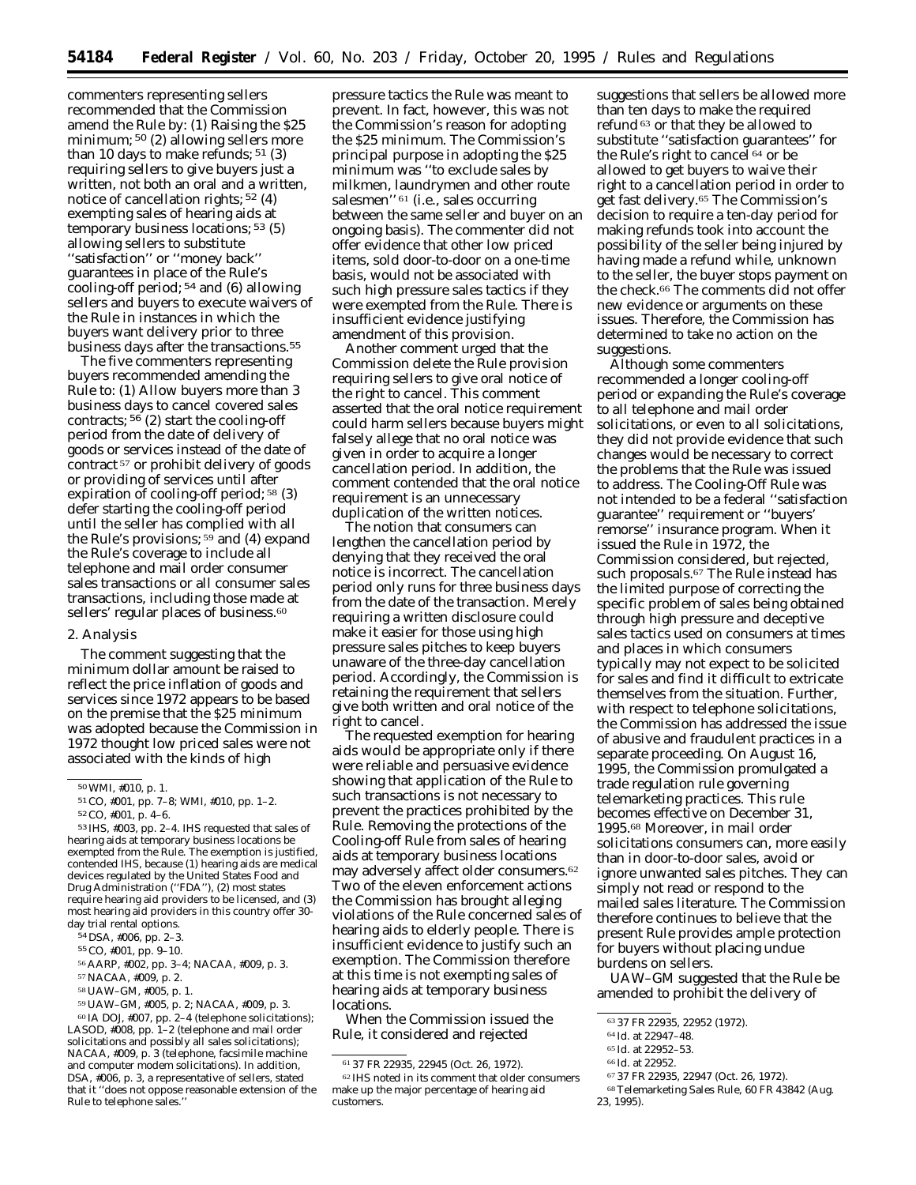commenters representing sellers recommended that the Commission amend the Rule by: (1) Raising the $25 minimum; [50] (2) allowing sellers more than 10 days to make refunds; [51] (3) requiring sellers to give buyers just a written, not both an oral and a written, notice of cancellation rights; [52] (4) exempting sales of hearing aids at temporary business locations; [53] (5) allowing sellers to substitute ''satisfaction'' or ''money back'' guarantees in place of the Rule's cooling-off period; [54] and (6) allowing sellers and buyers to execute waivers of the Rule in instances in which the buyers want delivery prior to three business days after the transactions.[55]

The five commenters representing buyers recommended amending the Rule to: (1) Allow buyers more than 3 business days to cancel covered sales contracts; [56] (2) start the cooling-off period from the date of delivery of goods or services instead of the date of contract [57] or prohibit delivery of goods or providing of services until after expiration of cooling-off period; [58] (3) defer starting the cooling-off period until the seller has complied with all the Rule's provisions; [59] and (4) expand the Rule's coverage to include all telephone and mail order consumer sales transactions or all consumer sales transactions, including those made at sellers' regular places of business.[60]

## 2. Analysis

The comment suggesting that the minimum dollar amount be raised to reflect the price inflation of goods and services since 1972 appears to be based on the premise that the $25 minimum was adopted because the Commission in 1972 thought low priced sales were not associated with the kinds of high pressure tactics the Rule was meant to prevent. In fact, however, this was not the Commission's reason for adopting the $25 minimum. The Commission's principal purpose in adopting the $25 minimum was ''to exclude sales by milkmen, laundrymen and other route salesmen'' [61] (i.e., sales occurring between the same seller and buyer on an ongoing basis). The commenter did not offer evidence that other low priced items, sold door-to-door on a one-time basis, would not be associated with such high pressure sales tactics if they were exempted from the Rule. There is insufficient evidence justifying amendment of this provision.

Another comment urged that the Commission delete the Rule provision requiring sellers to give oral notice of the right to cancel. This comment asserted that the oral notice requirement could harm sellers because buyers might falsely allege that no oral notice was given in order to acquire a longer cancellation period. In addition, the comment contended that the oral notice requirement is an unnecessary duplication of the written notices.

The notion that consumers can lengthen the cancellation period by denying that they received the oral notice is incorrect. The cancellation period only runs for three business days from the date of the transaction. Merely requiring a written disclosure could make it easier for those using high pressure sales pitches to keep buyers unaware of the three-day cancellation period. Accordingly, the Commission is retaining the requirement that sellers give both written and oral notice of the right to cancel.

The requested exemption for hearing aids would be appropriate only if there were reliable and persuasive evidence showing that application of the Rule to such transactions is not necessary to prevent the practices prohibited by the Rule. Removing the protections of the Cooling-off Rule from sales of hearing aids at temporary business locations may adversely affect older consumers.[62] Two of the eleven enforcement actions the Commission has brought alleging violations of the Rule concerned sales of hearing aids to elderly people. There is insufficient evidence to justify such an exemption. The Commission therefore at this time is not exempting sales of hearing aids at temporary business locations.

When the Commission issued the Rule, it considered and rejected suggestions that sellers be allowed more than ten days to make the required refund [63] or that they be allowed to substitute ''satisfaction guarantees'' for the Rule's right to cancel [64] or be allowed to get buyers to waive their right to a cancellation period in order to get fast delivery.[65] The Commission's decision to require a ten-day period for making refunds took into account the possibility of the seller being injured by having made a refund while, unknown to the seller, the buyer stops payment on the check.[66] The comments did not offer new evidence or arguments on these issues. Therefore, the Commission has determined to take no action on the suggestions.

Although some commenters recommended a longer cooling-off period or expanding the Rule's coverage to all telephone and mail order solicitations, or even to all solicitations, they did not provide evidence that such changes would be necessary to correct the problems that the Rule was issued to address. The Cooling-Off Rule was not intended to be a federal ''satisfaction guarantee'' requirement or ''buyers' remorse'' insurance program. When it issued the Rule in 1972, the Commission considered, but rejected, such proposals.[67] The Rule instead has the limited purpose of correcting the specific problem of sales being obtained through high pressure and deceptive sales tactics used on consumers at times and places in which consumers typically may not expect to be solicited for sales and find it difficult to extricate themselves from the situation. Further, with respect to telephone solicitations, the Commission has addressed the issue of abusive and fraudulent practices in a separate proceeding. On August 16, 1995, the Commission promulgated a trade regulation rule governing telemarketing practices. This rule becomes effective on December 31, 1995.[68] Moreover, in mail order solicitations consumers can, more easily than in door-to-door sales, avoid or ignore unwanted sales pitches. They can simply not read or respond to the mailed sales literature. The Commission therefore continues to believe that the present Rule provides ample protection for buyers without placing undue burdens on sellers.

UAW–GM suggested that the Rule be amended to prohibit the delivery of

---

[50] WMI, #010, p. 1.

[51] CO, #001, pp. 7–8; WMI, #010, pp. 1–2.

[52] CO, #001, p. 4–6.

[53] IHS, #003, pp. 2–4. IHS requested that sales of hearing aids at temporary business locations be exempted from the Rule. The exemption is justified, contended IHS, because (1) hearing aids are medical devices regulated by the United States Food and Drug Administration (''FDA''), (2) most states require hearing aid providers to be licensed, and (3) most hearing aid providers in this country offer 30-day trial rental options.

[54] DSA, #006, pp. 2–3.

[55] CO, #001, pp. 9–10.

[56] AARP, #002, pp. 3–4; NACAA, #009, p. 3.

[57] NACAA, #009, p. 2.

[58] UAW–GM, #005, p. 1.

[59] UAW–GM, #005, p. 2; NACAA, #009, p. 3.

[60] IA DOJ, #007, pp. 2–4 (telephone solicitations); LASOD, #008, pp. 1–2 (telephone and mail order solicitations and possibly all sales solicitations); NACAA, #009, p. 3 (telephone, facsimile machine and computer modem solicitations). In addition, DSA, #006, p. 3, a representative of sellers, stated that it ''does not oppose reasonable extension of the Rule to telephone sales.''

[61] 37 FR 22935, 22945 (Oct. 26, 1972).

[62] IHS noted in its comment that older consumers make up the major percentage of hearing aid customers.

[63] 37 FR 22935, 22952 (1972).

[64] Id. at 22947–48.

[65] Id. at 22952–53.

[66] Id. at 22952.

[67] 37 FR 22935, 22947 (Oct. 26, 1972).

[68] Telemarketing Sales Rule, 60 FR 43842 (Aug. 23, 1995).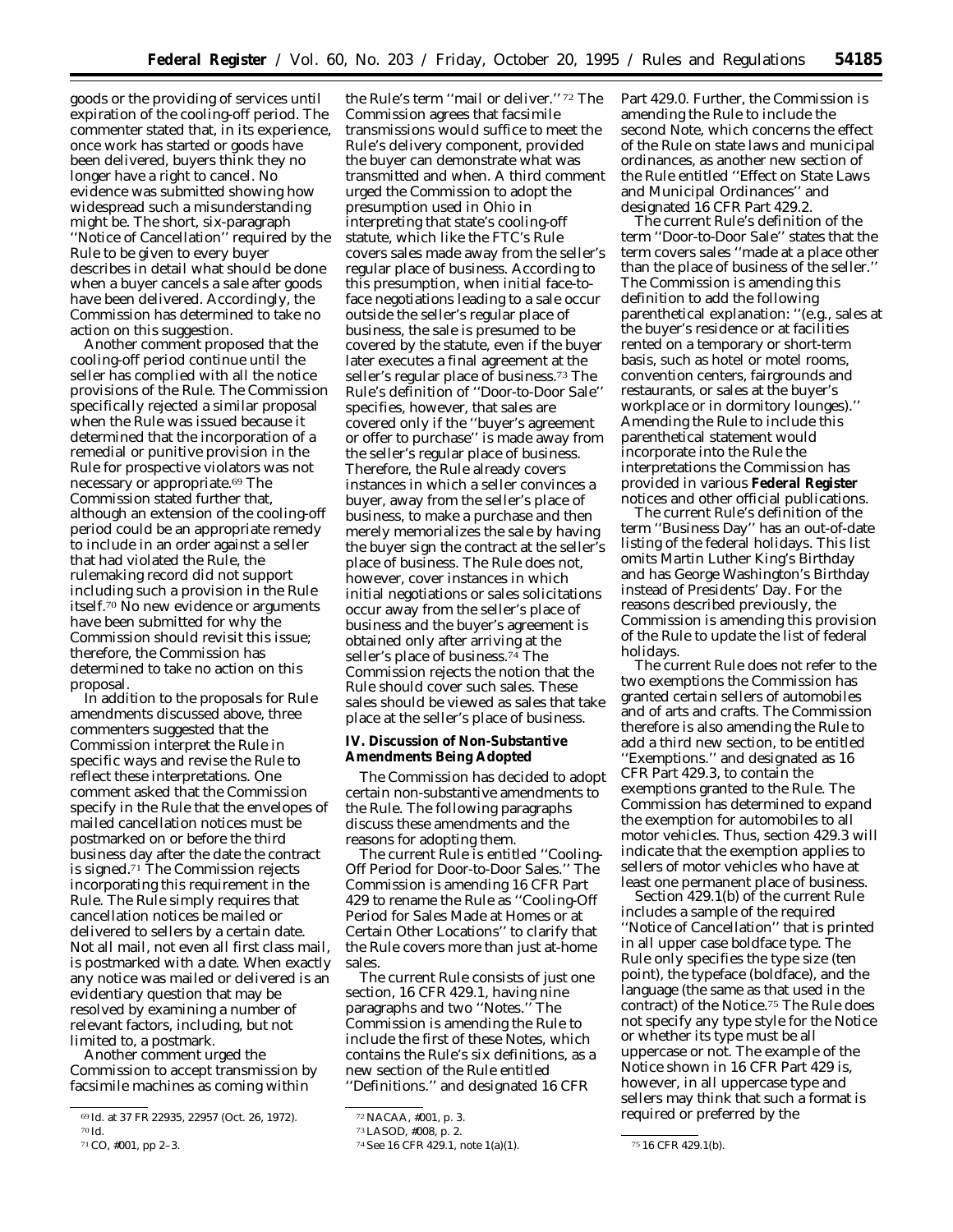goods or the providing of services until expiration of the cooling-off period. The commenter stated that, in its experience, once work has started or goods have been delivered, buyers think they no longer have a right to cancel. No evidence was submitted showing how widespread such a misunderstanding might be. The short, six-paragraph ''Notice of Cancellation'' required by the Rule to be given to every buyer describes in detail what should be done when a buyer cancels a sale after goods have been delivered. Accordingly, the Commission has determined to take no action on this suggestion.

Another comment proposed that the cooling-off period continue until the seller has complied with all the notice provisions of the Rule. The Commission specifically rejected a similar proposal when the Rule was issued because it determined that the incorporation of a remedial or punitive provision in the Rule for prospective violators was not necessary or appropriate.[69] The Commission stated further that, although an extension of the cooling-off period could be an appropriate remedy to include in an order against a seller that had violated the Rule, the rulemaking record did not support including such a provision in the Rule itself.[70] No new evidence or arguments have been submitted for why the Commission should revisit this issue; therefore, the Commission has determined to take no action on this proposal.

In addition to the proposals for Rule amendments discussed above, three commenters suggested that the Commission interpret the Rule in specific ways and revise the Rule to reflect these interpretations. One comment asked that the Commission specify in the Rule that the envelopes of mailed cancellation notices must be postmarked on or before the third business day after the date the contract is signed.[71] The Commission rejects incorporating this requirement in the Rule. The Rule simply requires that cancellation notices be mailed or delivered to sellers by a certain date. Not all mail, not even all first class mail, is postmarked with a date. When exactly any notice was mailed or delivered is an evidentiary question that may be resolved by examining a number of relevant factors, including, but not limited to, a postmark.

Another comment urged the Commission to accept transmission by facsimile machines as coming within the Rule's term ''mail or deliver.''[72] The Commission agrees that facsimile transmissions would suffice to meet the Rule's delivery component, provided the buyer can demonstrate what was transmitted and when. A third comment urged the Commission to adopt the presumption used in Ohio in interpreting that state's cooling-off statute, which like the FTC's Rule covers sales made away from the seller's regular place of business. According to this presumption, when initial face-to-face negotiations leading to a sale occur outside the seller's regular place of business, the sale is presumed to be covered by the statute, even if the buyer later executes a final agreement at the seller's regular place of business.[73] The Rule's definition of ''Door-to-Door Sale'' specifies, however, that sales are covered only if the ''buyer's agreement or offer to purchase'' is made away from the seller's regular place of business. Therefore, the Rule already covers instances in which a seller convinces a buyer, away from the seller's place of business, to make a purchase and then merely memorializes the sale by having the buyer sign the contract at the seller's place of business. The Rule does not, however, cover instances in which initial negotiations or sales solicitations occur away from the seller's place of business and the buyer's agreement is obtained only after arriving at the seller's place of business.[74] The Commission rejects the notion that the Rule should cover such sales. These sales should be viewed as sales that take place at the seller's place of business.

## IV. Discussion of *Non-Substantive* Amendments Being Adopted

The Commission has decided to adopt certain non-substantive amendments to the Rule. The following paragraphs discuss these amendments and the reasons for adopting them.

The current Rule is entitled ''Cooling-Off Period for Door-to-Door Sales.'' The Commission is amending 16 CFR Part 429 to rename the Rule as ''Cooling-Off Period for Sales Made at Homes or at Certain Other Locations'' to clarify that the Rule covers more than just at-home sales.

The current Rule consists of just one section, 16 CFR 429.1, having nine paragraphs and two ''Notes.'' The Commission is amending the Rule to include the first of these Notes, which contains the Rule's six definitions, as a new section of the Rule entitled ''Definitions.'' and designated 16 CFR Part 429.0. Further, the Commission is amending the Rule to include the second Note, which concerns the effect of the Rule on state laws and municipal ordinances, as another new section of the Rule entitled ''Effect on State Laws and Municipal Ordinances'' and designated 16 CFR Part 429.2.

The current Rule's definition of the term ''Door-to-Door Sale'' states that the term covers sales ''made at a place other than the place of business of the seller.'' The Commission is amending this definition to add the following parenthetical explanation: ''(e.g., sales at the buyer's residence or at facilities rented on a temporary or short-term basis, such as hotel or motel rooms, convention centers, fairgrounds and restaurants, or sales at the buyer's workplace or in dormitory lounges).'' Amending the Rule to include this parenthetical statement would incorporate into the Rule the interpretations the Commission has provided in various **Federal Register** notices and other official publications.

The current Rule's definition of the term ''Business Day'' has an out-of-date listing of the federal holidays. This list omits Martin Luther King's Birthday and has George Washington's Birthday instead of Presidents' Day. For the reasons described previously, the Commission is amending this provision of the Rule to update the list of federal holidays.

The current Rule does not refer to the two exemptions the Commission has granted certain sellers of automobiles and of arts and crafts. The Commission therefore is also amending the Rule to add a third new section, to be entitled ''Exemptions.'' and designated as 16 CFR Part 429.3, to contain the exemptions granted to the Rule. The Commission has determined to expand the exemption for automobiles to all motor vehicles. Thus, section 429.3 will indicate that the exemption applies to sellers of motor vehicles who have at least one permanent place of business.

Section 429.1(b) of the current Rule includes a sample of the required ''Notice of Cancellation'' that is printed in all upper case boldface type. The Rule only specifies the type size (ten point), the typeface (boldface), and the language (the same as that used in the contract) of the Notice.[75] The Rule does not specify any type style for the Notice or whether its type must be all uppercase or not. The example of the Notice shown in 16 CFR Part 429 is, however, in all uppercase type and sellers may think that such a format is required or preferred by the

---

[69] Id. at 37 FR 22935, 22957 (Oct. 26, 1972).

[70] Id.

[71] CO, #001, pp 2–3.

[72] NACAA, #001, p. 3.

[73] LASOD, #008, p. 2.

[74] See 16 CFR 429.1, note 1(a)(1).

[75] 16 CFR 429.1(b).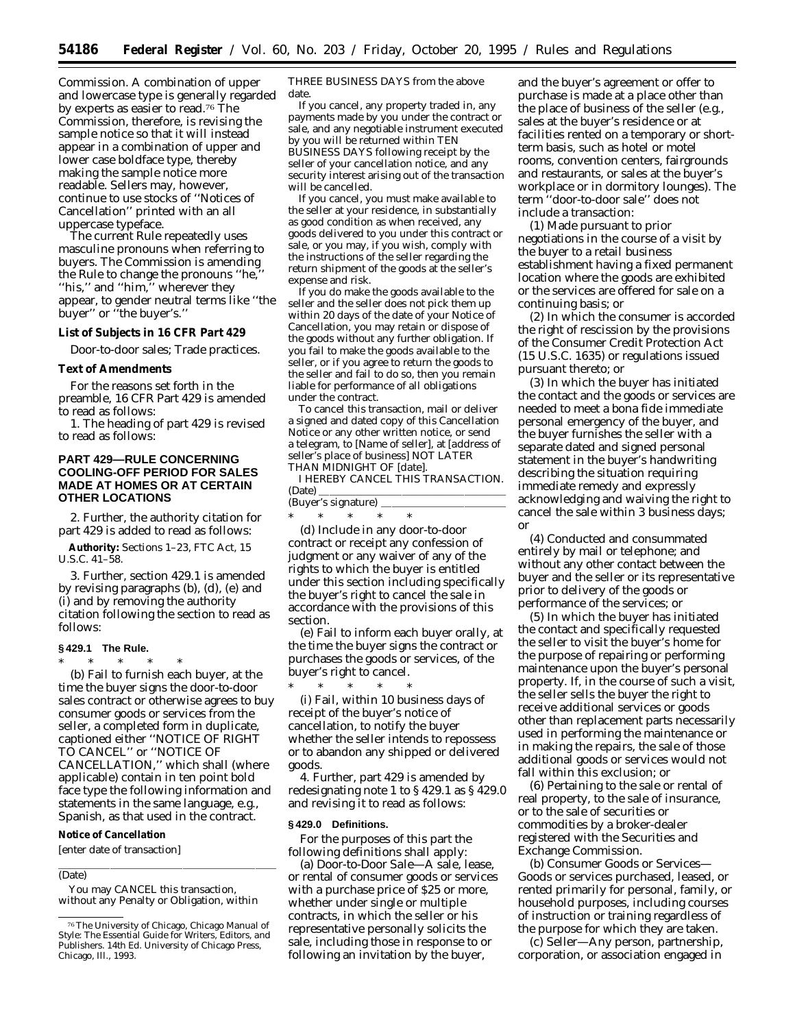Commission. A combination of upper and lowercase type is generally regarded by experts as easier to read.[76] The Commission, therefore, is revising the sample notice so that it will instead appear in a combination of upper and lower case boldface type, thereby making the sample notice more readable. Sellers may, however, continue to use stocks of ''Notices of Cancellation'' printed with an all uppercase typeface.

The current Rule repeatedly uses masculine pronouns when referring to buyers. The Commission is amending the Rule to change the pronouns ''he,'' ''his,'' and ''him,'' wherever they appear, to gender neutral terms like ''the buyer'' or ''the buyer's.''

**List of Subjects in 16 CFR Part 429**

Door-to-door sales; Trade practices.

**Text of Amendments**

For the reasons set forth in the preamble, 16 CFR Part 429 is amended to read as follows:

1. The heading of part 429 is revised to read as follows:

## PART 429—RULE CONCERNING COOLING-OFF PERIOD FOR SALES MADE AT HOMES OR AT CERTAIN OTHER LOCATIONS

2. Further, the authority citation for part 429 is added to read as follows:

**Authority:** Sections 1–23, FTC Act, 15 U.S.C. 41–58.

3. Further, section 429.1 is amended by revising paragraphs (b), (d), (e) and (i) and by removing the authority citation following the section to read as follows:

**§ 429.1 The Rule.**

\* \* \* \* \*

(b) Fail to furnish each buyer, at the time the buyer signs the door-to-door sales contract or otherwise agrees to buy consumer goods or services from the seller, a completed form in duplicate, captioned either ''NOTICE OF RIGHT TO CANCEL'' or ''NOTICE OF CANCELLATION,'' which shall (where applicable) contain in ten point bold face type the following information and statements in the same language, e.g., Spanish, as that used in the contract.

**Notice of Cancellation**

[enter date of transaction]

\_\_\_\_\_\_\_\_\_\_\_\_\_\_\_\_\_\_\_\_\_\_\_\_\_\_\_\_\_\_\_\_

(Date)

You may CANCEL this transaction, without any Penalty or Obligation, within THREE BUSINESS DAYS from the above date.

If you cancel, any property traded in, any payments made by you under the contract or sale, and any negotiable instrument executed by you will be returned within TEN BUSINESS DAYS following receipt by the seller of your cancellation notice, and any security interest arising out of the transaction will be cancelled.

If you cancel, you must make available to the seller at your residence, in substantially as good condition as when received, any goods delivered to you under this contract or sale, or you may, if you wish, comply with the instructions of the seller regarding the return shipment of the goods at the seller's expense and risk.

If you do make the goods available to the seller and the seller does not pick them up within 20 days of the date of your Notice of Cancellation, you may retain or dispose of the goods without any further obligation. If you fail to make the goods available to the seller, or if you agree to return the goods to the seller and fail to do so, then you remain liable for performance of all obligations under the contract.

To cancel this transaction, mail or deliver a signed and dated copy of this Cancellation Notice or any other written notice, or send a telegram, to [Name of seller], at [address of seller's place of business] NOT LATER THAN MIDNIGHT OF [date].

I HEREBY CANCEL THIS TRANSACTION.

(Date) \_\_\_\_\_\_\_\_\_\_\_\_\_\_\_\_\_\_\_\_\_\_\_\_\_\_\_\_

(Buyer's signature) \_\_\_\_\_\_\_\_\_\_\_\_\_\_\_\_\_\_\_\_

\* \* \* \* \*

(d) Include in any door-to-door contract or receipt any confession of judgment or any waiver of any of the rights to which the buyer is entitled under this section including specifically the buyer's right to cancel the sale in accordance with the provisions of this section.

(e) Fail to inform each buyer orally, at the time the buyer signs the contract or purchases the goods or services, of the buyer's right to cancel.

\* \* \* \* \*

(i) Fail, within 10 business days of receipt of the buyer's notice of cancellation, to notify the buyer whether the seller intends to repossess or to abandon any shipped or delivered goods.

4. Further, part 429 is amended by redesignating note 1 to § 429.1 as § 429.0 and revising it to read as follows:

**§ 429.0 Definitions.**

For the purposes of this part the following definitions shall apply:

(a) *Door-to-Door Sale*—A sale, lease, or rental of consumer goods or services with a purchase price of $25 or more, whether under single or multiple contracts, in which the seller or his representative personally solicits the sale, including those in response to or following an invitation by the buyer, and the buyer's agreement or offer to purchase is made at a place other than the place of business of the seller (e.g., sales at the buyer's residence or at facilities rented on a temporary or short-term basis, such as hotel or motel rooms, convention centers, fairgrounds and restaurants, or sales at the buyer's workplace or in dormitory lounges). The term ''door-to-door sale'' does not include a transaction:

(1) Made pursuant to prior negotiations in the course of a visit by the buyer to a retail business establishment having a fixed permanent location where the goods are exhibited or the services are offered for sale on a continuing basis; or

(2) In which the consumer is accorded the right of rescission by the provisions of the Consumer Credit Protection Act (15 U.S.C. 1635) or regulations issued pursuant thereto; or

(3) In which the buyer has initiated the contact and the goods or services are needed to meet a bona fide immediate personal emergency of the buyer, and the buyer furnishes the seller with a separate dated and signed personal statement in the buyer's handwriting describing the situation requiring immediate remedy and expressly acknowledging and waiving the right to cancel the sale within 3 business days; or

(4) Conducted and consummated entirely by mail or telephone; and without any other contact between the buyer and the seller or its representative prior to delivery of the goods or performance of the services; or

(5) In which the buyer has initiated the contact and specifically requested the seller to visit the buyer's home for the purpose of repairing or performing maintenance upon the buyer's personal property. If, in the course of such a visit, the seller sells the buyer the right to receive additional services or goods other than replacement parts necessarily used in performing the maintenance or in making the repairs, the sale of those additional goods or services would not fall within this exclusion; or

(6) Pertaining to the sale or rental of real property, to the sale of insurance, or to the sale of securities or commodities by a broker-dealer registered with the Securities and Exchange Commission.

(b) *Consumer Goods or Services*—Goods or services purchased, leased, or rented primarily for personal, family, or household purposes, including courses of instruction or training regardless of the purpose for which they are taken.

(c) *Seller*—Any person, partnership, corporation, or association engaged in

[76] The University of Chicago, Chicago Manual of Style: The Essential Guide for Writers, Editors, and Publishers. 14th Ed. University of Chicago Press, Chicago, Ill., 1993.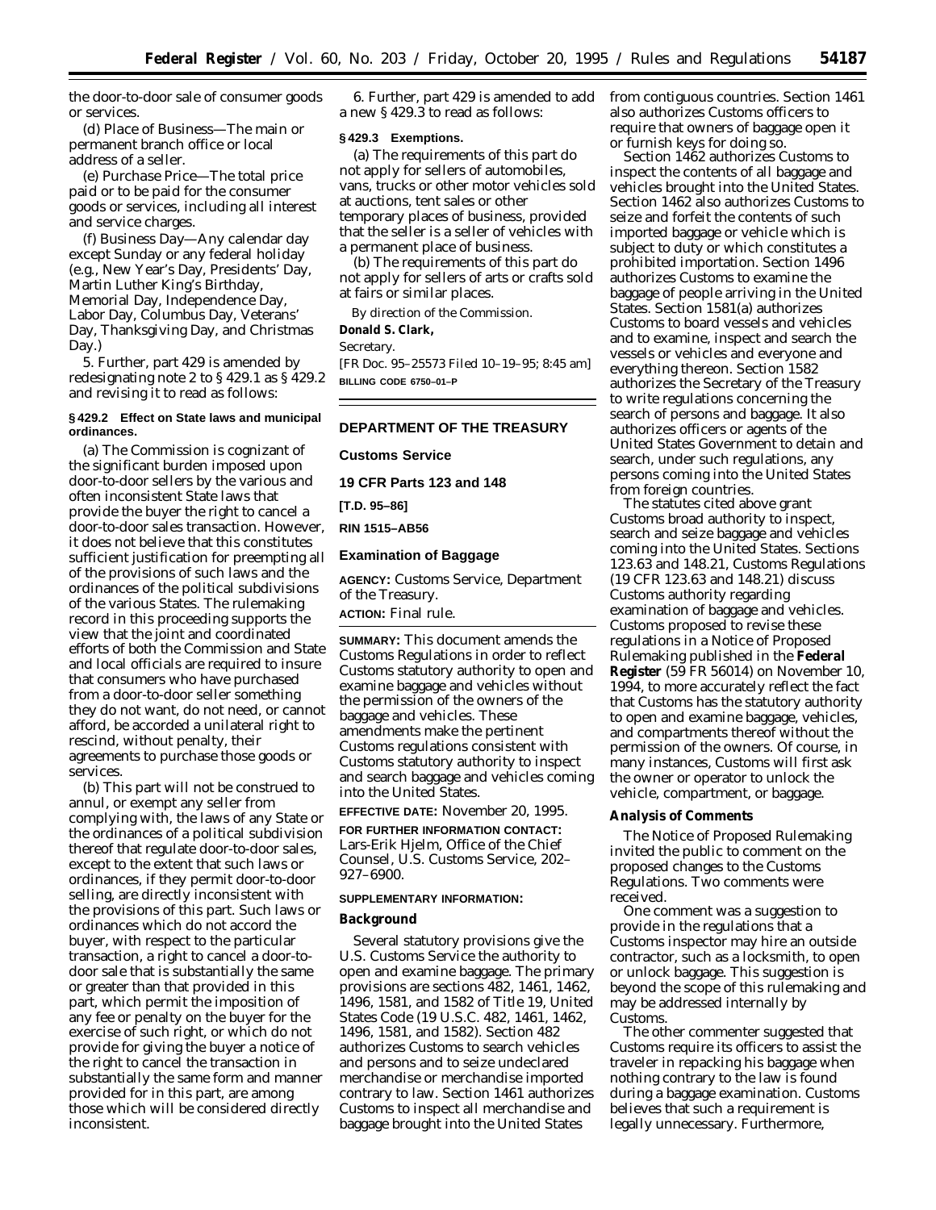the door-to-door sale of consumer goods or services.

(d) Place of Business—The main or permanent branch office or local address of a seller.

(e) Purchase Price—The total price paid or to be paid for the consumer goods or services, including all interest and service charges.

(f) Business Day—Any calendar day except Sunday or any federal holiday (e.g., New Year's Day, Presidents' Day, Martin Luther King's Birthday, Memorial Day, Independence Day, Labor Day, Columbus Day, Veterans' Day, Thanksgiving Day, and Christmas Day.)

5. Further, part 429 is amended by redesignating note 2 to § 429.1 as § 429.2 and revising it to read as follows:

**§ 429.2 Effect on State laws and municipal ordinances.**

(a) The Commission is cognizant of the significant burden imposed upon door-to-door sellers by the various and often inconsistent State laws that provide the buyer the right to cancel a door-to-door sales transaction. However, it does not believe that this constitutes sufficient justification for preempting all of the provisions of such laws and the ordinances of the political subdivisions of the various States. The rulemaking record in this proceeding supports the view that the joint and coordinated efforts of both the Commission and State and local officials are required to insure that consumers who have purchased from a door-to-door seller something they do not want, do not need, or cannot afford, be accorded a unilateral right to rescind, without penalty, their agreements to purchase those goods or services.

(b) This part will not be construed to annul, or exempt any seller from complying with, the laws of any State or the ordinances of a political subdivision thereof that regulate door-to-door sales, except to the extent that such laws or ordinances, if they permit door-to-door selling, are directly inconsistent with the provisions of this part. Such laws or ordinances which do not accord the buyer, with respect to the particular transaction, a right to cancel a door-to-door sale that is substantially the same or greater than that provided in this part, which permit the imposition of any fee or penalty on the buyer for the exercise of such right, or which do not provide for giving the buyer a notice of the right to cancel the transaction in substantially the same form and manner provided for in this part, are among those which will be considered directly inconsistent.

6. Further, part 429 is amended to add a new § 429.3 to read as follows:

**§ 429.3 Exemptions.**

(a) The requirements of this part do not apply for sellers of automobiles, vans, trucks or other motor vehicles sold at auctions, tent sales or other temporary places of business, provided that the seller is a seller of vehicles with a permanent place of business.

(b) The requirements of this part do not apply for sellers of arts or crafts sold at fairs or similar places.

By direction of the Commission.

**Donald S. Clark,**

*Secretary.*

[FR Doc. 95–25573 Filed 10–19–95; 8:45 am]

**BILLING CODE 6750–01–P**

## DEPARTMENT OF THE TREASURY

### Customs Service

### 19 CFR Parts 123 and 148

**[T.D. 95–86]**

**RIN 1515–AB56**

### Examination of Baggage

**AGENCY:** Customs Service, Department of the Treasury.

**ACTION:** Final rule.

**SUMMARY:** This document amends the Customs Regulations in order to reflect Customs statutory authority to open and examine baggage and vehicles without the permission of the owners of the baggage and vehicles. These amendments make the pertinent Customs regulations consistent with Customs statutory authority to inspect and search baggage and vehicles coming into the United States.

**EFFECTIVE DATE:** November 20, 1995.

**FOR FURTHER INFORMATION CONTACT:** Lars-Erik Hjelm, Office of the Chief Counsel, U.S. Customs Service, 202–927–6900.

**SUPPLEMENTARY INFORMATION:**

**Background**

Several statutory provisions give the U.S. Customs Service the authority to open and examine baggage. The primary provisions are sections 482, 1461, 1462, 1496, 1581, and 1582 of Title 19, United States Code (19 U.S.C. 482, 1461, 1462, 1496, 1581, and 1582). Section 482 authorizes Customs to search vehicles and persons and to seize undeclared merchandise or merchandise imported contrary to law. Section 1461 authorizes Customs to inspect all merchandise and baggage brought into the United States from contiguous countries. Section 1461 also authorizes Customs officers to require that owners of baggage open it or furnish keys for doing so.

Section 1462 authorizes Customs to inspect the contents of all baggage and vehicles brought into the United States. Section 1462 also authorizes Customs to seize and forfeit the contents of such imported baggage or vehicle which is subject to duty or which constitutes a prohibited importation. Section 1496 authorizes Customs to examine the baggage of people arriving in the United States. Section 1581(a) authorizes Customs to board vessels and vehicles and to examine, inspect and search the vessels or vehicles and everyone and everything thereon. Section 1582 authorizes the Secretary of the Treasury to write regulations concerning the search of persons and baggage. It also authorizes officers or agents of the United States Government to detain and search, under such regulations, any persons coming into the United States from foreign countries.

The statutes cited above grant Customs broad authority to inspect, search and seize baggage and vehicles coming into the United States. Sections 123.63 and 148.21, Customs Regulations (19 CFR 123.63 and 148.21) discuss Customs authority regarding examination of baggage and vehicles. Customs proposed to revise these regulations in a Notice of Proposed Rulemaking published in the **Federal Register** (59 FR 56014) on November 10, 1994, to more accurately reflect the fact that Customs has the statutory authority to open and examine baggage, vehicles, and compartments thereof without the permission of the owners. Of course, in many instances, Customs will first ask the owner or operator to unlock the vehicle, compartment, or baggage.

**Analysis of Comments**

The Notice of Proposed Rulemaking invited the public to comment on the proposed changes to the Customs Regulations. Two comments were received.

One comment was a suggestion to provide in the regulations that a Customs inspector may hire an outside contractor, such as a locksmith, to open or unlock baggage. This suggestion is beyond the scope of this rulemaking and may be addressed internally by Customs.

The other commenter suggested that Customs require its officers to assist the traveler in repacking his baggage when nothing contrary to the law is found during a baggage examination. Customs believes that such a requirement is legally unnecessary. Furthermore,